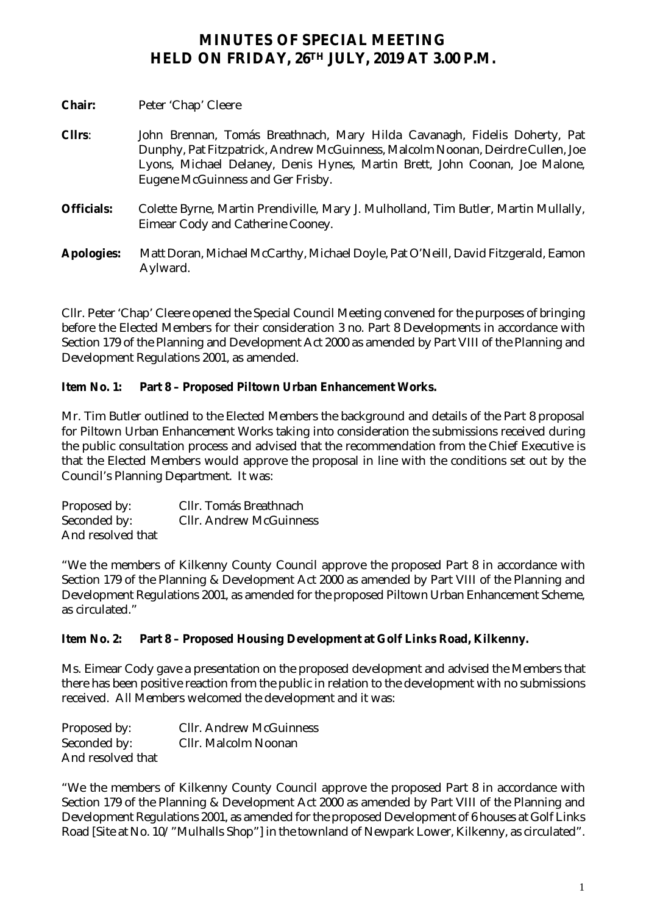# MINUTES OF SPECIAL MEETING
# HELD ON FRIDAY, 26TH JULY, 2019 AT 3.00 P.M.

**Chair:** Peter 'Chap' Cleere

**Cllrs**: John Brennan, Tomás Breathnach, Mary Hilda Cavanagh, Fidelis Doherty, Pat Dunphy, Pat Fitzpatrick, Andrew McGuinness, Malcolm Noonan, Deirdre Cullen, Joe Lyons, Michael Delaney, Denis Hynes, Martin Brett, John Coonan, Joe Malone, Eugene McGuinness and Ger Frisby.

**Officials:** Colette Byrne, Martin Prendiville, Mary J. Mulholland, Tim Butler, Martin Mullally, Eimear Cody and Catherine Cooney.

**Apologies:** Matt Doran, Michael McCarthy, Michael Doyle, Pat O'Neill, David Fitzgerald, Eamon Aylward.

Cllr. Peter 'Chap' Cleere opened the Special Council Meeting convened for the purposes of bringing before the Elected Members for their consideration 3 no. Part 8 Developments in accordance with Section 179 of the Planning and Development Act 2000 as amended by Part VIII of the Planning and Development Regulations 2001, as amended.

**Item No. 1: Part 8 – Proposed Piltown Urban Enhancement Works.**

Mr. Tim Butler outlined to the Elected Members the background and details of the Part 8 proposal for Piltown Urban Enhancement Works taking into consideration the submissions received during the public consultation process and advised that the recommendation from the Chief Executive is that the Elected Members would approve the proposal in line with the conditions set out by the Council's Planning Department. It was:

Proposed by: Cllr. Tomás Breathnach
Seconded by: Cllr. Andrew McGuinness
And resolved that

"We the members of Kilkenny County Council approve the proposed Part 8 in accordance with Section 179 of the Planning & Development Act 2000 as amended by Part VIII of the Planning and Development Regulations 2001, as amended for the proposed Piltown Urban Enhancement Scheme, as circulated."

**Item No. 2: Part 8 – Proposed Housing Development at Golf Links Road, Kilkenny.**

Ms. Eimear Cody gave a presentation on the proposed development and advised the Members that there has been positive reaction from the public in relation to the development with no submissions received. All Members welcomed the development and it was:

Proposed by: Cllr. Andrew McGuinness
Seconded by: Cllr. Malcolm Noonan
And resolved that

"We the members of Kilkenny County Council approve the proposed Part 8 in accordance with Section 179 of the Planning & Development Act 2000 as amended by Part VIII of the Planning and Development Regulations 2001, as amended for the proposed Development of 6 houses at Golf Links Road [Site at No. 10/"Mulhalls Shop"] in the townland of Newpark Lower, Kilkenny, as circulated".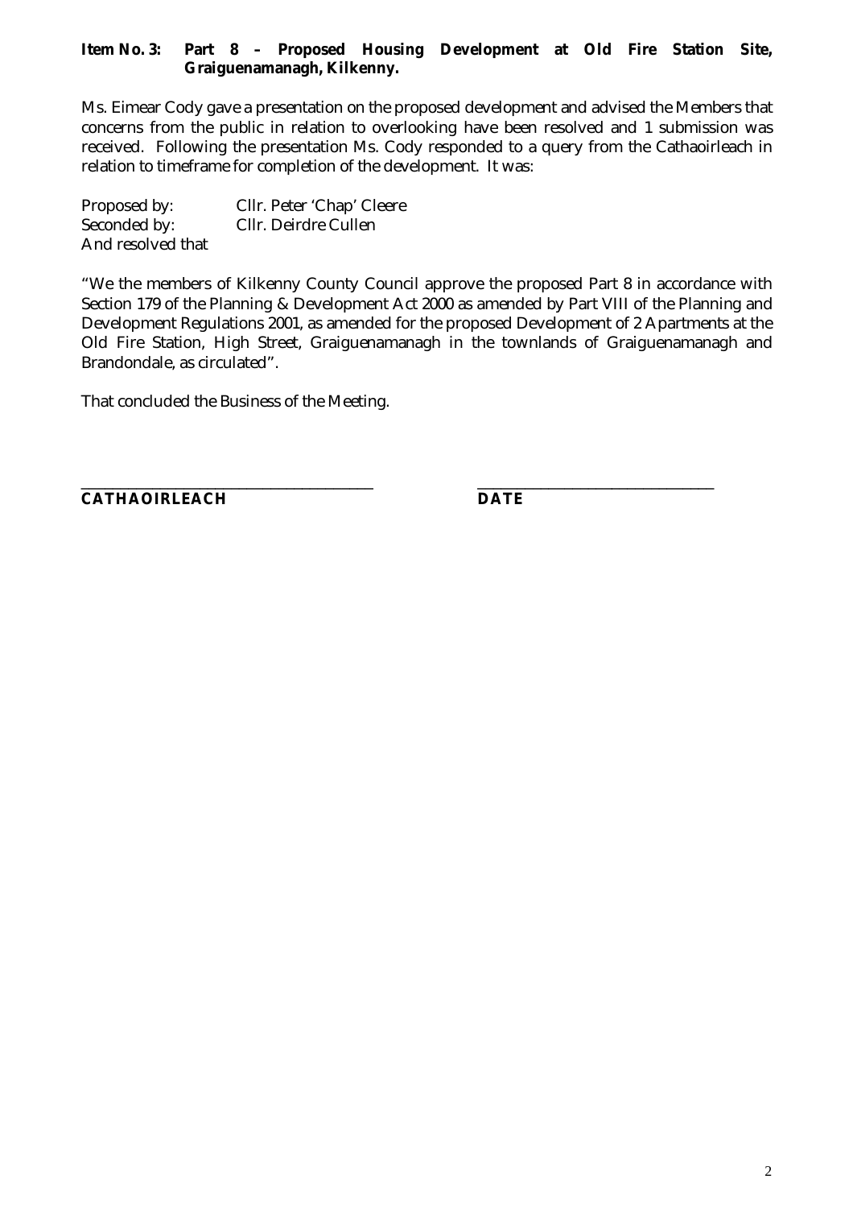**Item No. 3: Part 8 – Proposed Housing Development at Old Fire Station Site, Graiguenamanagh, Kilkenny.**

Ms. Eimear Cody gave a presentation on the proposed development and advised the Members that concerns from the public in relation to overlooking have been resolved and 1 submission was received. Following the presentation Ms. Cody responded to a query from the Cathaoirleach in relation to timeframe for completion of the development. It was:

Proposed by: Cllr. Peter 'Chap' Cleere
Seconded by: Cllr. Deirdre Cullen
And resolved that

"We the members of Kilkenny County Council approve the proposed Part 8 in accordance with Section 179 of the Planning & Development Act 2000 as amended by Part VIII of the Planning and Development Regulations 2001, as amended for the proposed Development of 2 Apartments at the Old Fire Station, High Street, Graiguenamanagh in the townlands of Graiguenamanagh and Brandondale, as circulated".

That concluded the Business of the Meeting.

\_\_\_\_\_\_\_\_\_\_\_\_\_\_\_\_\_\_\_\_\_\_\_\_\_\_\_\_\_\_\_\_ \_\_\_\_\_\_\_\_\_\_\_\_\_\_\_\_\_\_\_\_\_\_\_\_\_\_\_\_

**CATHAOIRLEACH** **DATE**